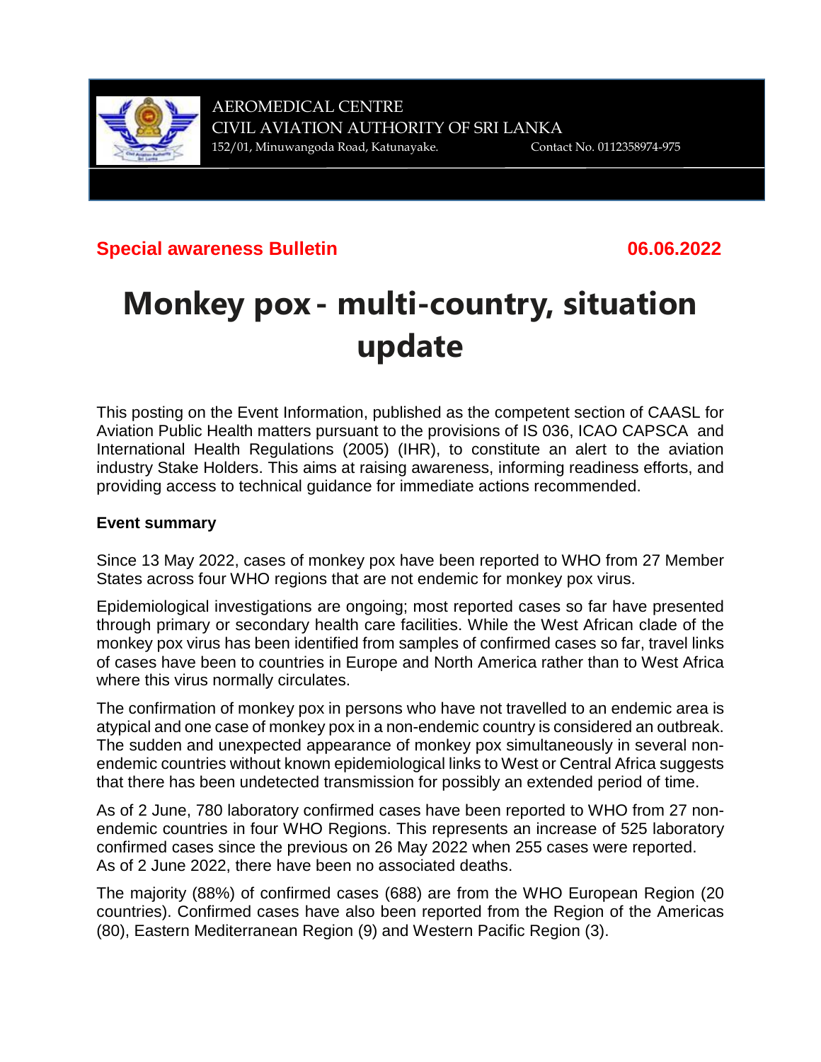AEROMEDICAL CENTRE
CIVIL AVIATION AUTHORITY OF SRI LANKA
152/01, Minuwangoda Road, Katunayake. Contact No. 0112358974-975

**Special awareness Bulletin** **06.06.2022**

# Monkey pox - multi-country, situation update

This posting on the Event Information, published as the competent section of CAASL for Aviation Public Health matters pursuant to the provisions of IS 036, ICAO CAPSCA and International Health Regulations (2005) (IHR), to constitute an alert to the aviation industry Stake Holders. This aims at raising awareness, informing readiness efforts, and providing access to technical guidance for immediate actions recommended.

**Event summary**

Since 13 May 2022, cases of monkey pox have been reported to WHO from 27 Member States across four WHO regions that are not endemic for monkey pox virus.

Epidemiological investigations are ongoing; most reported cases so far have presented through primary or secondary health care facilities. While the West African clade of the monkey pox virus has been identified from samples of confirmed cases so far, travel links of cases have been to countries in Europe and North America rather than to West Africa where this virus normally circulates.

The confirmation of monkey pox in persons who have not travelled to an endemic area is atypical and one case of monkey pox in a non-endemic country is considered an outbreak. The sudden and unexpected appearance of monkey pox simultaneously in several non-endemic countries without known epidemiological links to West or Central Africa suggests that there has been undetected transmission for possibly an extended period of time.

As of 2 June, 780 laboratory confirmed cases have been reported to WHO from 27 non-endemic countries in four WHO Regions. This represents an increase of 525 laboratory confirmed cases since the previous on 26 May 2022 when 255 cases were reported. As of 2 June 2022, there have been no associated deaths.

The majority (88%) of confirmed cases (688) are from the WHO European Region (20 countries). Confirmed cases have also been reported from the Region of the Americas (80), Eastern Mediterranean Region (9) and Western Pacific Region (3).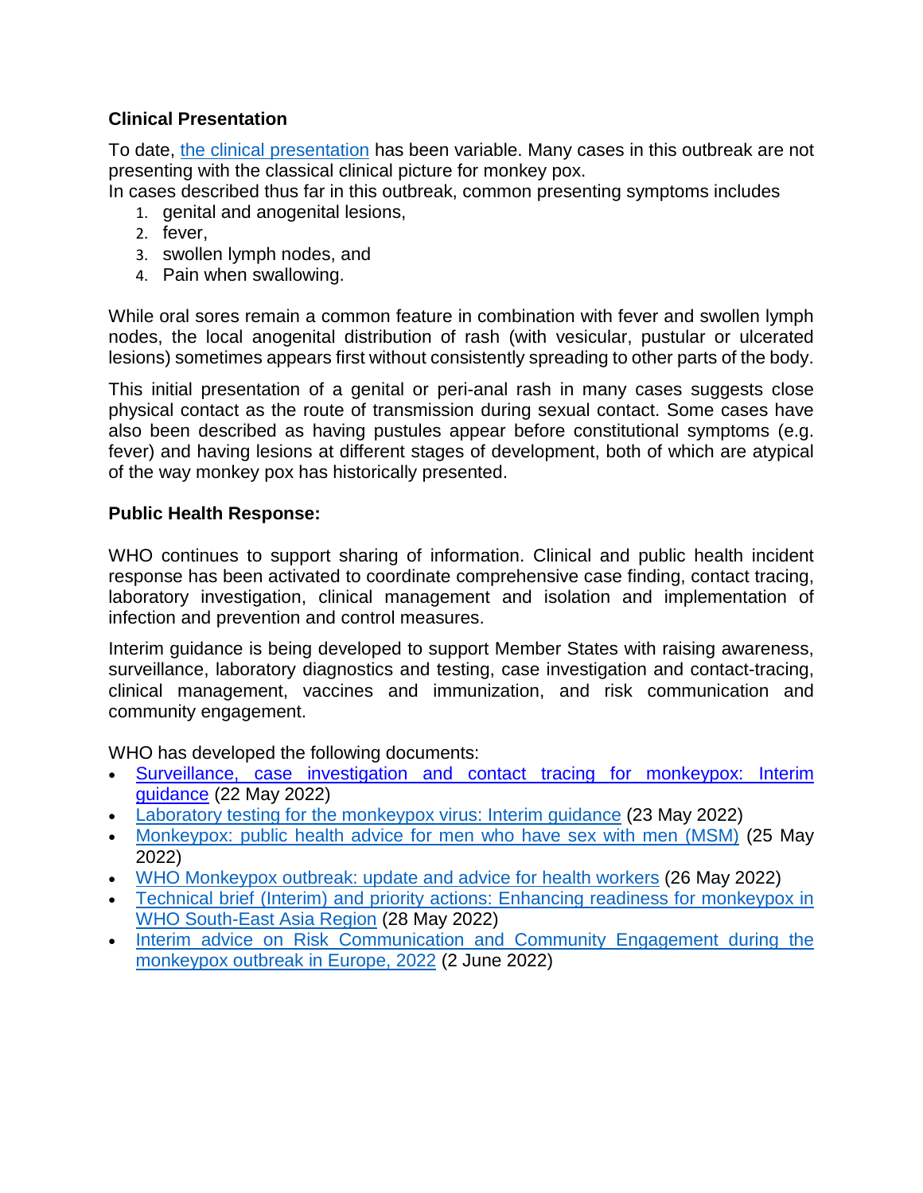**Clinical Presentation**

To date, the clinical presentation has been variable. Many cases in this outbreak are not presenting with the classical clinical picture for monkey pox.
In cases described thus far in this outbreak, common presenting symptoms includes

1. genital and anogenital lesions,
2. fever,
3. swollen lymph nodes, and
4. Pain when swallowing.

While oral sores remain a common feature in combination with fever and swollen lymph nodes, the local anogenital distribution of rash (with vesicular, pustular or ulcerated lesions) sometimes appears first without consistently spreading to other parts of the body.

This initial presentation of a genital or peri-anal rash in many cases suggests close physical contact as the route of transmission during sexual contact. Some cases have also been described as having pustules appear before constitutional symptoms (e.g. fever) and having lesions at different stages of development, both of which are atypical of the way monkey pox has historically presented.

**Public Health Response:**

WHO continues to support sharing of information. Clinical and public health incident response has been activated to coordinate comprehensive case finding, contact tracing, laboratory investigation, clinical management and isolation and implementation of infection and prevention and control measures.

Interim guidance is being developed to support Member States with raising awareness, surveillance, laboratory diagnostics and testing, case investigation and contact-tracing, clinical management, vaccines and immunization, and risk communication and community engagement.

WHO has developed the following documents:

- Surveillance, case investigation and contact tracing for monkeypox: Interim guidance (22 May 2022)
- Laboratory testing for the monkeypox virus: Interim guidance (23 May 2022)
- Monkeypox: public health advice for men who have sex with men (MSM) (25 May 2022)
- WHO Monkeypox outbreak: update and advice for health workers (26 May 2022)
- Technical brief (Interim) and priority actions: Enhancing readiness for monkeypox in WHO South-East Asia Region (28 May 2022)
- Interim advice on Risk Communication and Community Engagement during the monkeypox outbreak in Europe, 2022 (2 June 2022)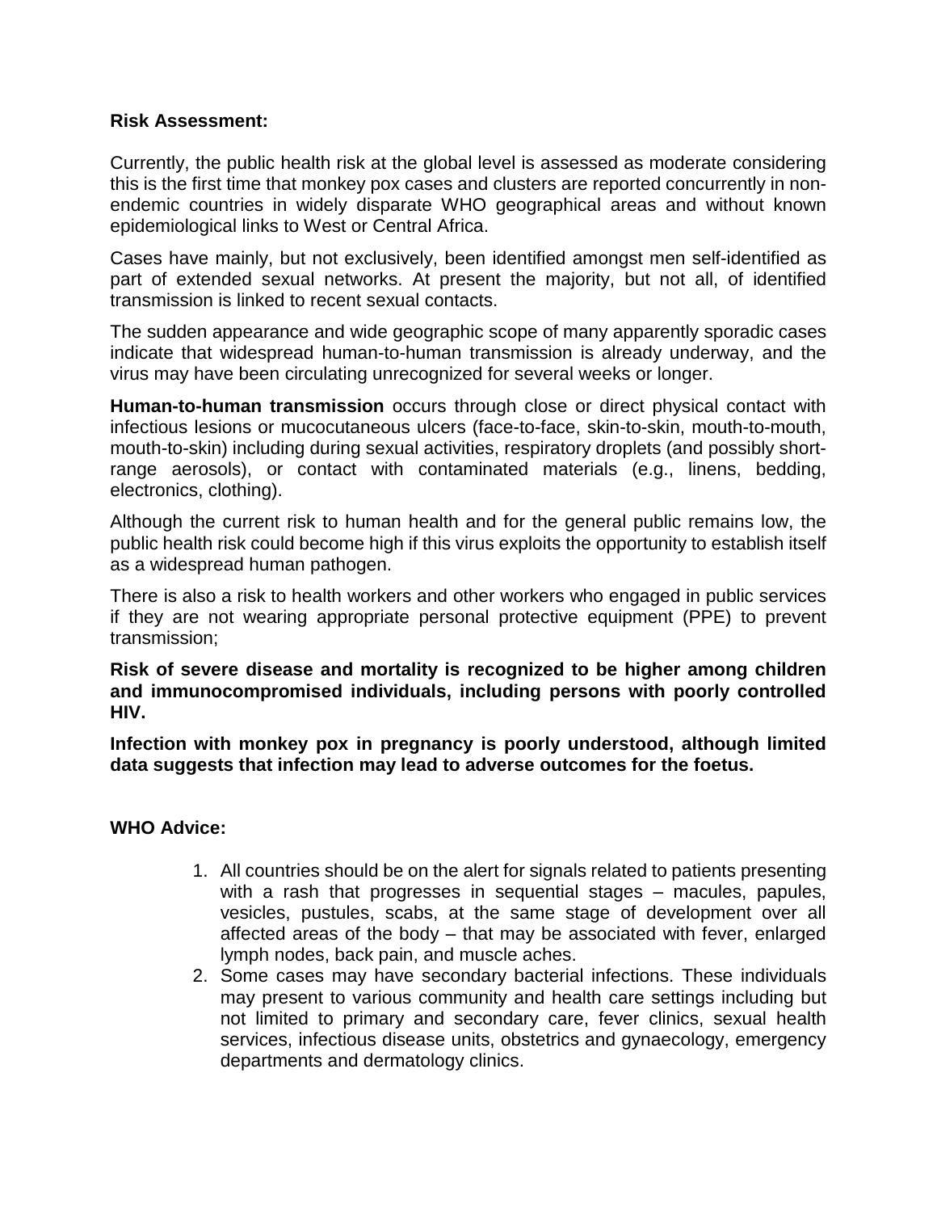**Risk Assessment:**

Currently, the public health risk at the global level is assessed as moderate considering this is the first time that monkey pox cases and clusters are reported concurrently in non-endemic countries in widely disparate WHO geographical areas and without known epidemiological links to West or Central Africa.

Cases have mainly, but not exclusively, been identified amongst men self-identified as part of extended sexual networks. At present the majority, but not all, of identified transmission is linked to recent sexual contacts.

The sudden appearance and wide geographic scope of many apparently sporadic cases indicate that widespread human-to-human transmission is already underway, and the virus may have been circulating unrecognized for several weeks or longer.

**Human-to-human transmission** occurs through close or direct physical contact with infectious lesions or mucocutaneous ulcers (face-to-face, skin-to-skin, mouth-to-mouth, mouth-to-skin) including during sexual activities, respiratory droplets (and possibly short-range aerosols), or contact with contaminated materials (e.g., linens, bedding, electronics, clothing).

Although the current risk to human health and for the general public remains low, the public health risk could become high if this virus exploits the opportunity to establish itself as a widespread human pathogen.

There is also a risk to health workers and other workers who engaged in public services if they are not wearing appropriate personal protective equipment (PPE) to prevent transmission;

**Risk of severe disease and mortality is recognized to be higher among children and immunocompromised individuals, including persons with poorly controlled HIV.**

**Infection with monkey pox in pregnancy is poorly understood, although limited data suggests that infection may lead to adverse outcomes for the foetus.**

**WHO Advice:**

1. All countries should be on the alert for signals related to patients presenting with a rash that progresses in sequential stages – macules, papules, vesicles, pustules, scabs, at the same stage of development over all affected areas of the body – that may be associated with fever, enlarged lymph nodes, back pain, and muscle aches.
2. Some cases may have secondary bacterial infections. These individuals may present to various community and health care settings including but not limited to primary and secondary care, fever clinics, sexual health services, infectious disease units, obstetrics and gynaecology, emergency departments and dermatology clinics.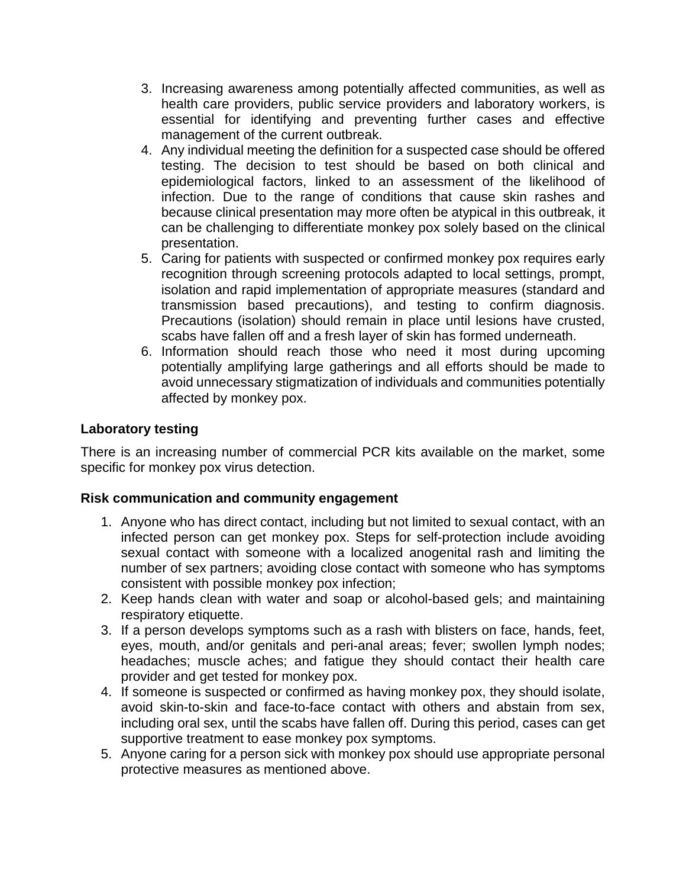3. Increasing awareness among potentially affected communities, as well as health care providers, public service providers and laboratory workers, is essential for identifying and preventing further cases and effective management of the current outbreak.
4. Any individual meeting the definition for a suspected case should be offered testing. The decision to test should be based on both clinical and epidemiological factors, linked to an assessment of the likelihood of infection. Due to the range of conditions that cause skin rashes and because clinical presentation may more often be atypical in this outbreak, it can be challenging to differentiate monkey pox solely based on the clinical presentation.
5. Caring for patients with suspected or confirmed monkey pox requires early recognition through screening protocols adapted to local settings, prompt, isolation and rapid implementation of appropriate measures (standard and transmission based precautions), and testing to confirm diagnosis. Precautions (isolation) should remain in place until lesions have crusted, scabs have fallen off and a fresh layer of skin has formed underneath.
6. Information should reach those who need it most during upcoming potentially amplifying large gatherings and all efforts should be made to avoid unnecessary stigmatization of individuals and communities potentially affected by monkey pox.

**Laboratory testing**

There is an increasing number of commercial PCR kits available on the market, some specific for monkey pox virus detection.

**Risk communication and community engagement**

1. Anyone who has direct contact, including but not limited to sexual contact, with an infected person can get monkey pox. Steps for self-protection include avoiding sexual contact with someone with a localized anogenital rash and limiting the number of sex partners; avoiding close contact with someone who has symptoms consistent with possible monkey pox infection;
2. Keep hands clean with water and soap or alcohol-based gels; and maintaining respiratory etiquette.
3. If a person develops symptoms such as a rash with blisters on face, hands, feet, eyes, mouth, and/or genitals and peri-anal areas; fever; swollen lymph nodes; headaches; muscle aches; and fatigue they should contact their health care provider and get tested for monkey pox.
4. If someone is suspected or confirmed as having monkey pox, they should isolate, avoid skin-to-skin and face-to-face contact with others and abstain from sex, including oral sex, until the scabs have fallen off. During this period, cases can get supportive treatment to ease monkey pox symptoms.
5. Anyone caring for a person sick with monkey pox should use appropriate personal protective measures as mentioned above.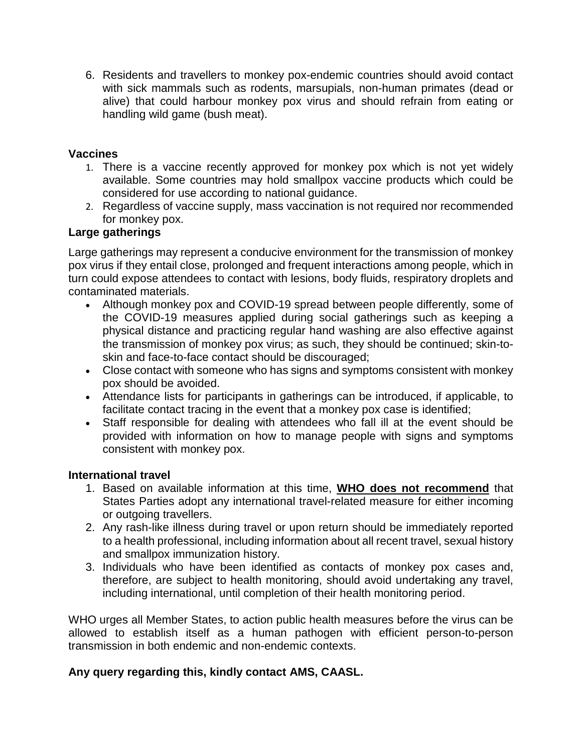6. Residents and travellers to monkey pox-endemic countries should avoid contact with sick mammals such as rodents, marsupials, non-human primates (dead or alive) that could harbour monkey pox virus and should refrain from eating or handling wild game (bush meat).

**Vaccines**

1. There is a vaccine recently approved for monkey pox which is not yet widely available. Some countries may hold smallpox vaccine products which could be considered for use according to national guidance.
2. Regardless of vaccine supply, mass vaccination is not required nor recommended for monkey pox.

**Large gatherings**

Large gatherings may represent a conducive environment for the transmission of monkey pox virus if they entail close, prolonged and frequent interactions among people, which in turn could expose attendees to contact with lesions, body fluids, respiratory droplets and contaminated materials.

- Although monkey pox and COVID-19 spread between people differently, some of the COVID-19 measures applied during social gatherings such as keeping a physical distance and practicing regular hand washing are also effective against the transmission of monkey pox virus; as such, they should be continued; skin-to-skin and face-to-face contact should be discouraged;
- Close contact with someone who has signs and symptoms consistent with monkey pox should be avoided.
- Attendance lists for participants in gatherings can be introduced, if applicable, to facilitate contact tracing in the event that a monkey pox case is identified;
- Staff responsible for dealing with attendees who fall ill at the event should be provided with information on how to manage people with signs and symptoms consistent with monkey pox.

**International travel**

1. Based on available information at this time, **<u>WHO does not recommend</u>** that States Parties adopt any international travel-related measure for either incoming or outgoing travellers.
2. Any rash-like illness during travel or upon return should be immediately reported to a health professional, including information about all recent travel, sexual history and smallpox immunization history.
3. Individuals who have been identified as contacts of monkey pox cases and, therefore, are subject to health monitoring, should avoid undertaking any travel, including international, until completion of their health monitoring period.

WHO urges all Member States, to action public health measures before the virus can be allowed to establish itself as a human pathogen with efficient person-to-person transmission in both endemic and non-endemic contexts.

**Any query regarding this, kindly contact AMS, CAASL.**